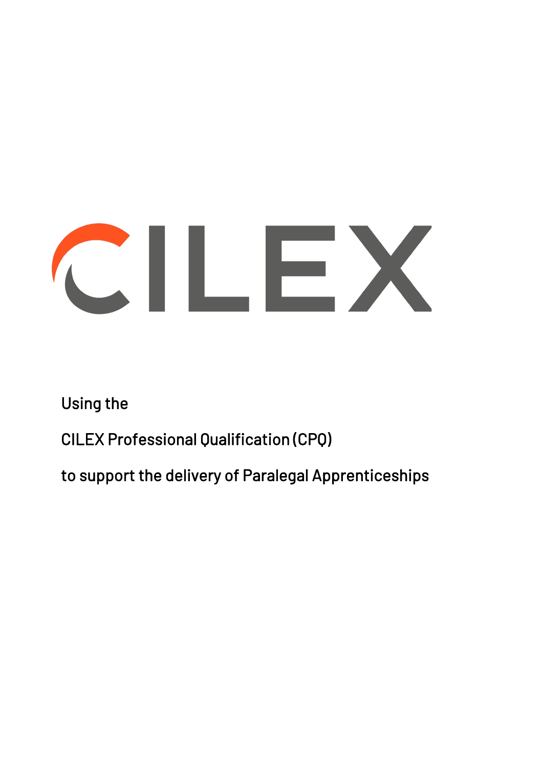CILEX

# Using the

# CILEX Professional Qualification (CPQ)

# to support the delivery of Paralegal Apprenticeships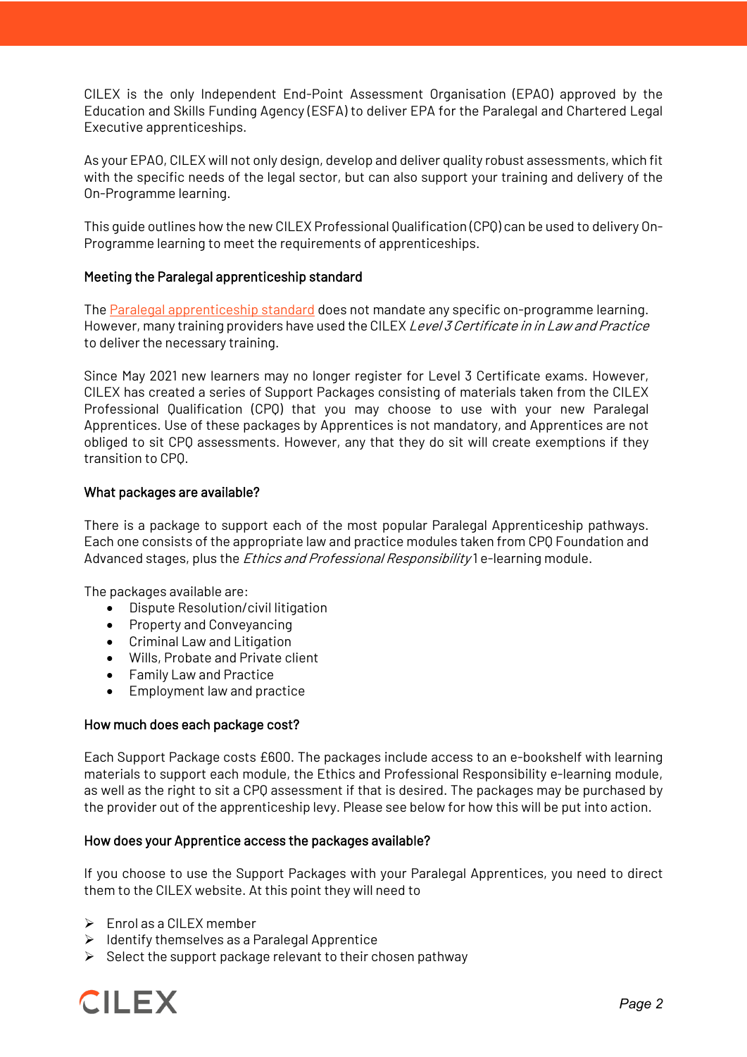CILEX is the only Independent End-Point Assessment Organisation (EPAO) approved by the Education and Skills Funding Agency (ESFA) to deliver EPA for the Paralegal and Chartered Legal Executive apprenticeships.

As your EPAO, CILEX will not only design, develop and deliver quality robust assessments, which fit with the specific needs of the legal sector, but can also support your training and delivery of the On-Programme learning.

This guide outlines how the new CILEX Professional Qualification (CPQ) can be used to delivery On-Programme learning to meet the requirements of apprenticeships.

#### Meeting the Paralegal apprenticeship standard

The Paralegal apprenticeship standard does not mandate any specific on-programme learning. However, many training providers have used the CILEX *Level 3 Certificate in in Law and Practice* to deliver the necessary training.

Since May 2021 new learners may no longer register for Level 3 Certificate exams. However, CILEX has created a series of Support Packages consisting of materials taken from the CILEX Professional Qualification (CPQ) that you may choose to use with your new Paralegal Apprentices. Use of these packages by Apprentices is not mandatory, and Apprentices are not obliged to sit CPQ assessments. However, any that they do sit will create exemptions if they transition to CPQ.

#### What packages are available?

There is a package to support each of the most popular Paralegal Apprenticeship pathways. Each one consists of the appropriate law and practice modules taken from CPQ Foundation and Advanced stages, plus the *Ethics and Professional Responsibility* 1 e-learning module.

The packages available are:

- Dispute Resolution/civil litigation
- Property and Conveyancing
- Criminal Law and Litigation
- Wills, Probate and Private client
- Family Law and Practice
- Employment law and practice

#### How much does each package cost?

Each Support Package costs £600. The packages include access to an e-bookshelf with learning materials to support each module, the Ethics and Professional Responsibility e-learning module, as well as the right to sit a CPQ assessment if that is desired. The packages may be purchased by the provider out of the apprenticeship levy. Please see below for how this will be put into action.

#### How does your Apprentice access the packages available?

If you choose to use the Support Packages with your Paralegal Apprentices, you need to direct them to the CILEX website. At this point they will need to

- Enrol as a CILEX member
- Identify themselves as a Paralegal Apprentice
- Select the support package relevant to their chosen pathway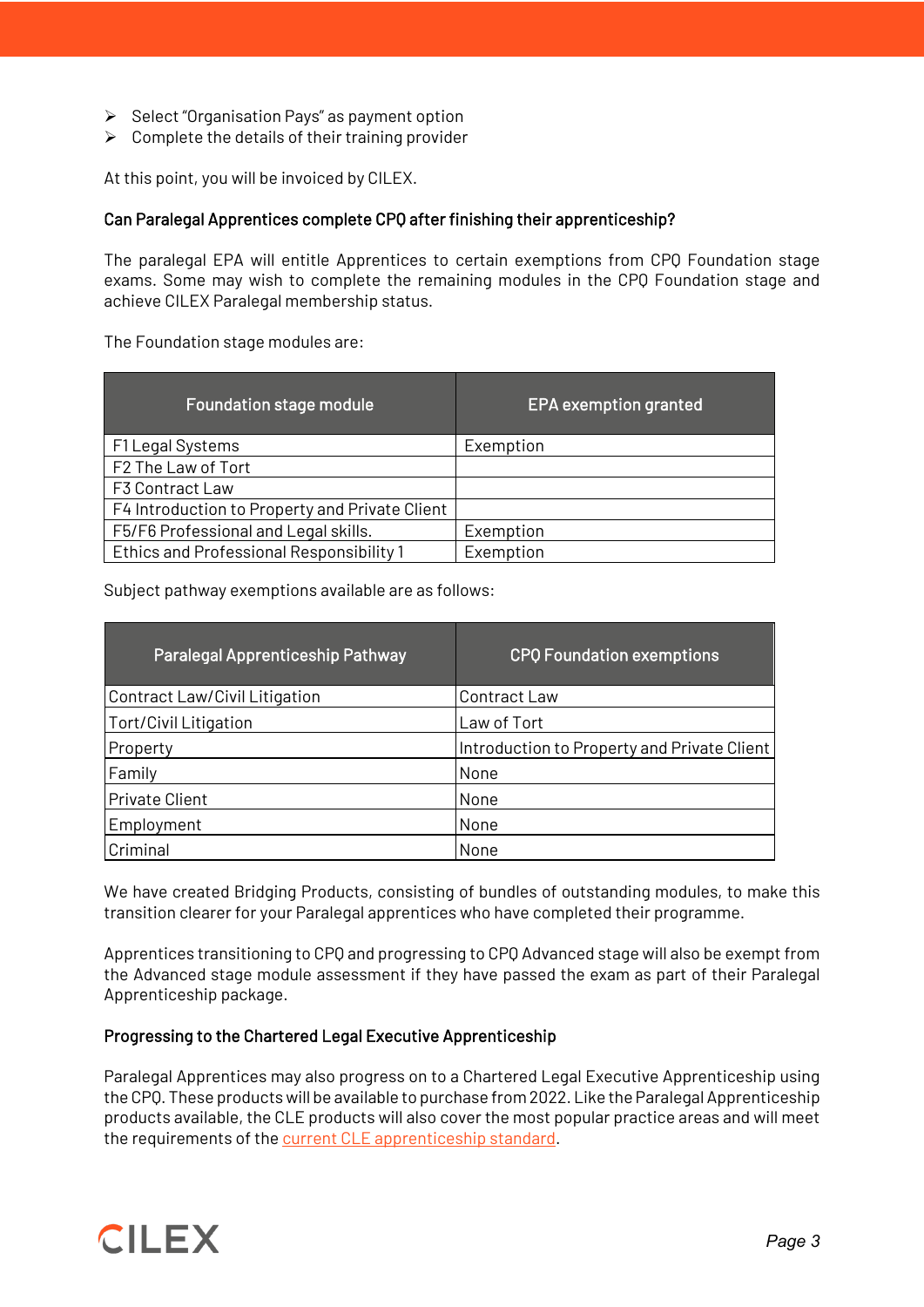- Select "Organisation Pays" as payment option
- Complete the details of their training provider

At this point, you will be invoiced by CILEX.

#### Can Paralegal Apprentices complete CPQ after finishing their apprenticeship?

The paralegal EPA will entitle Apprentices to certain exemptions from CPQ Foundation stage exams. Some may wish to complete the remaining modules in the CPQ Foundation stage and achieve CILEX Paralegal membership status.

The Foundation stage modules are:

| Foundation stage module | EPA exemption granted |
|---|---|
| F1 Legal Systems | Exemption |
| F2 The Law of Tort | |
| F3 Contract Law | |
| F4 Introduction to Property and Private Client | |
| F5/F6 Professional and Legal skills. | Exemption |
| Ethics and Professional Responsibility 1 | Exemption |

Subject pathway exemptions available are as follows:

| Paralegal Apprenticeship Pathway | CPQ Foundation exemptions |
|---|---|
| Contract Law/Civil Litigation | Contract Law |
| Tort/Civil Litigation | Law of Tort |
| Property | Introduction to Property and Private Client |
| Family | None |
| Private Client | None |
| Employment | None |
| Criminal | None |

We have created Bridging Products, consisting of bundles of outstanding modules, to make this transition clearer for your Paralegal apprentices who have completed their programme.

Apprentices transitioning to CPQ and progressing to CPQ Advanced stage will also be exempt from the Advanced stage module assessment if they have passed the exam as part of their Paralegal Apprenticeship package.

#### Progressing to the Chartered Legal Executive Apprenticeship

Paralegal Apprentices may also progress on to a Chartered Legal Executive Apprenticeship using the CPQ. These products will be available to purchase from 2022. Like the Paralegal Apprenticeship products available, the CLE products will also cover the most popular practice areas and will meet the requirements of the current CLE apprenticeship standard.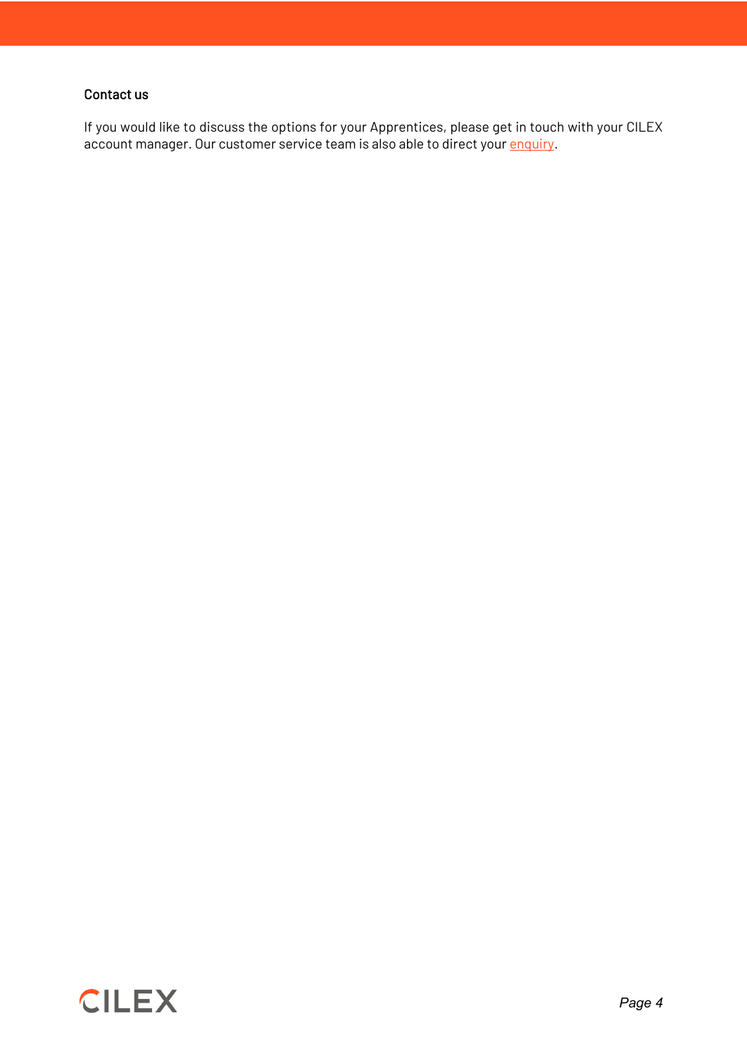## Contact us

If you would like to discuss the options for your Apprentices, please get in touch with your CILEX account manager. Our customer service team is also able to direct your enquiry.